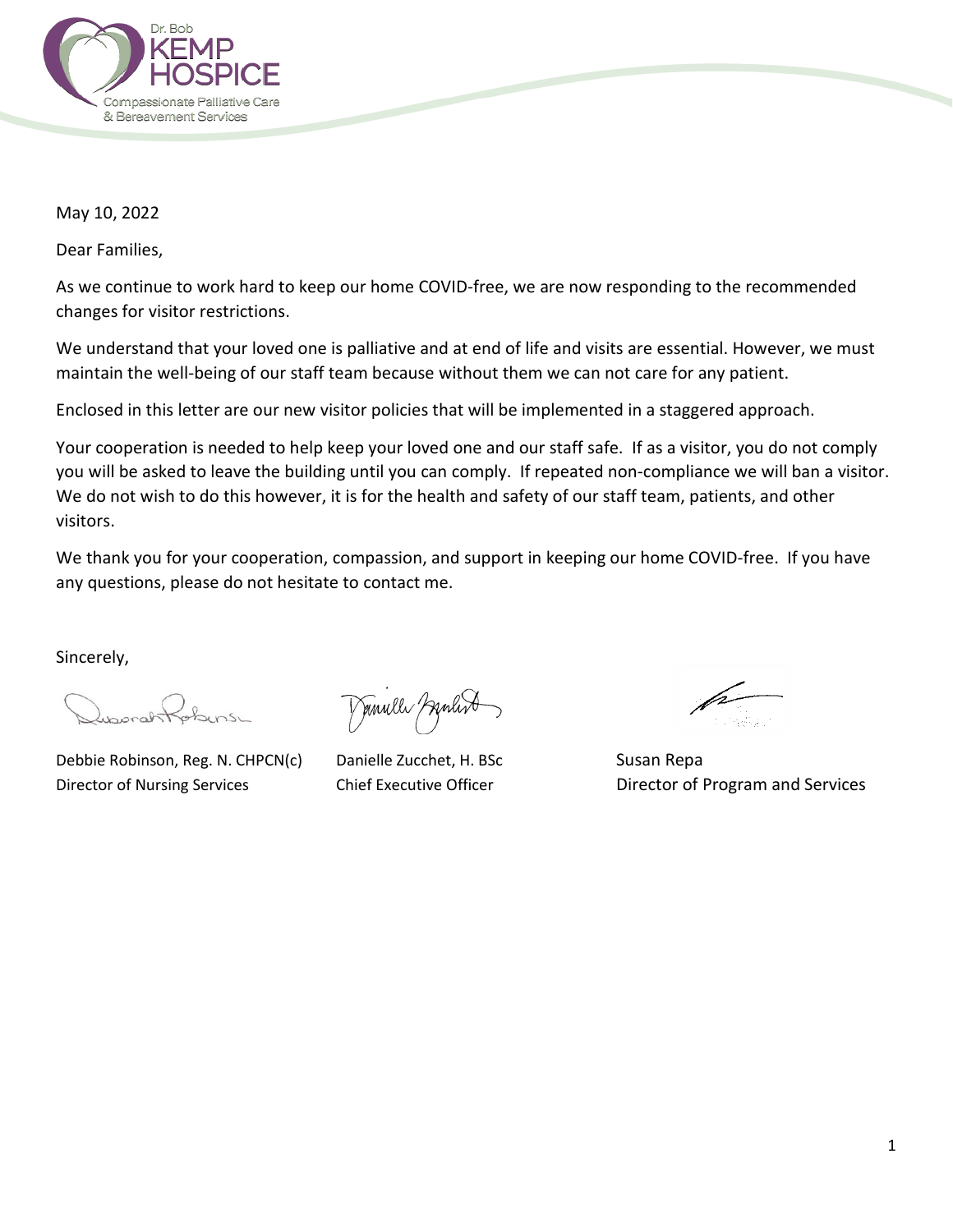Dr. Bob KEMP HOSPICE
Compassionate Palliative Care & Bereavement Services

May 10, 2022

Dear Families,

As we continue to work hard to keep our home COVID-free, we are now responding to the recommended changes for visitor restrictions.

We understand that your loved one is palliative and at end of life and visits are essential. However, we must maintain the well-being of our staff team because without them we can not care for any patient.

Enclosed in this letter are our new visitor policies that will be implemented in a staggered approach.

Your cooperation is needed to help keep your loved one and our staff safe. If as a visitor, you do not comply you will be asked to leave the building until you can comply. If repeated non-compliance we will ban a visitor. We do not wish to do this however, it is for the health and safety of our staff team, patients, and other visitors.

We thank you for your cooperation, compassion, and support in keeping our home COVID-free. If you have any questions, please do not hesitate to contact me.

Sincerely,

Debbie Robinson, Reg. N. CHPCN(c)
Director of Nursing Services

Danielle Zucchet, H. BSc
Chief Executive Officer

Susan Repa
Director of Program and Services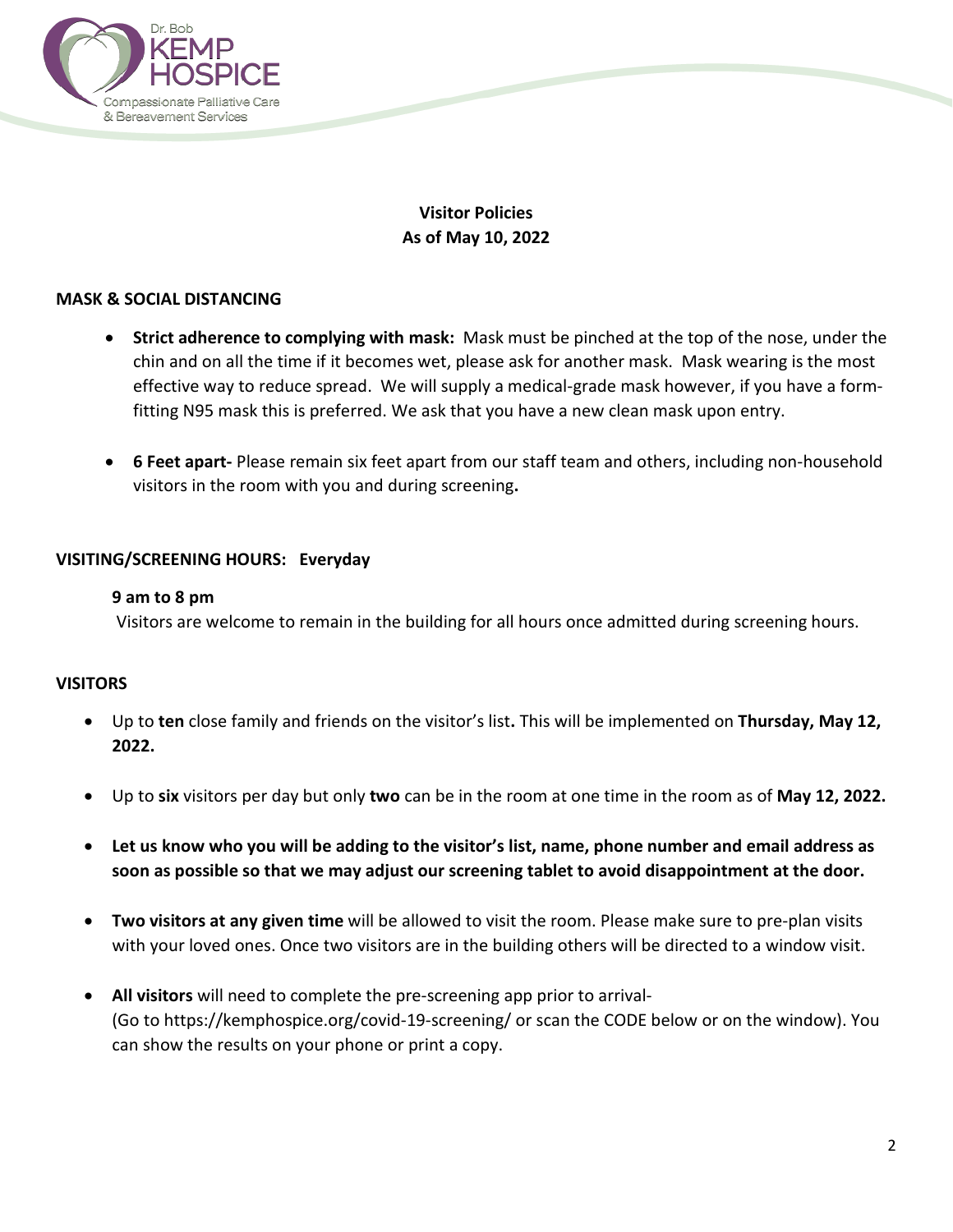# Visitor Policies
## As of May 10, 2022

### MASK & SOCIAL DISTANCING

- **Strict adherence to complying with mask:** Mask must be pinched at the top of the nose, under the chin and on all the time if it becomes wet, please ask for another mask. Mask wearing is the most effective way to reduce spread. We will supply a medical-grade mask however, if you have a form-fitting N95 mask this is preferred. We ask that you have a new clean mask upon entry.

- **6 Feet apart-** Please remain six feet apart from our staff team and others, including non-household visitors in the room with you and during screening**.**

### VISITING/SCREENING HOURS: Everyday

**9 am to 8 pm**

Visitors are welcome to remain in the building for all hours once admitted during screening hours.

### VISITORS

- Up to **ten** close family and friends on the visitor's list**.** This will be implemented on **Thursday, May 12, 2022.**

- Up to **six** visitors per day but only **two** can be in the room at one time in the room as of **May 12, 2022.**

- **Let us know who you will be adding to the visitor's list, name, phone number and email address as soon as possible so that we may adjust our screening tablet to avoid disappointment at the door.**

- **Two visitors at any given time** will be allowed to visit the room. Please make sure to pre-plan visits with your loved ones. Once two visitors are in the building others will be directed to a window visit.

- **All visitors** will need to complete the pre-screening app prior to arrival- (Go to https://kemphospice.org/covid-19-screening/ or scan the CODE below or on the window). You can show the results on your phone or print a copy.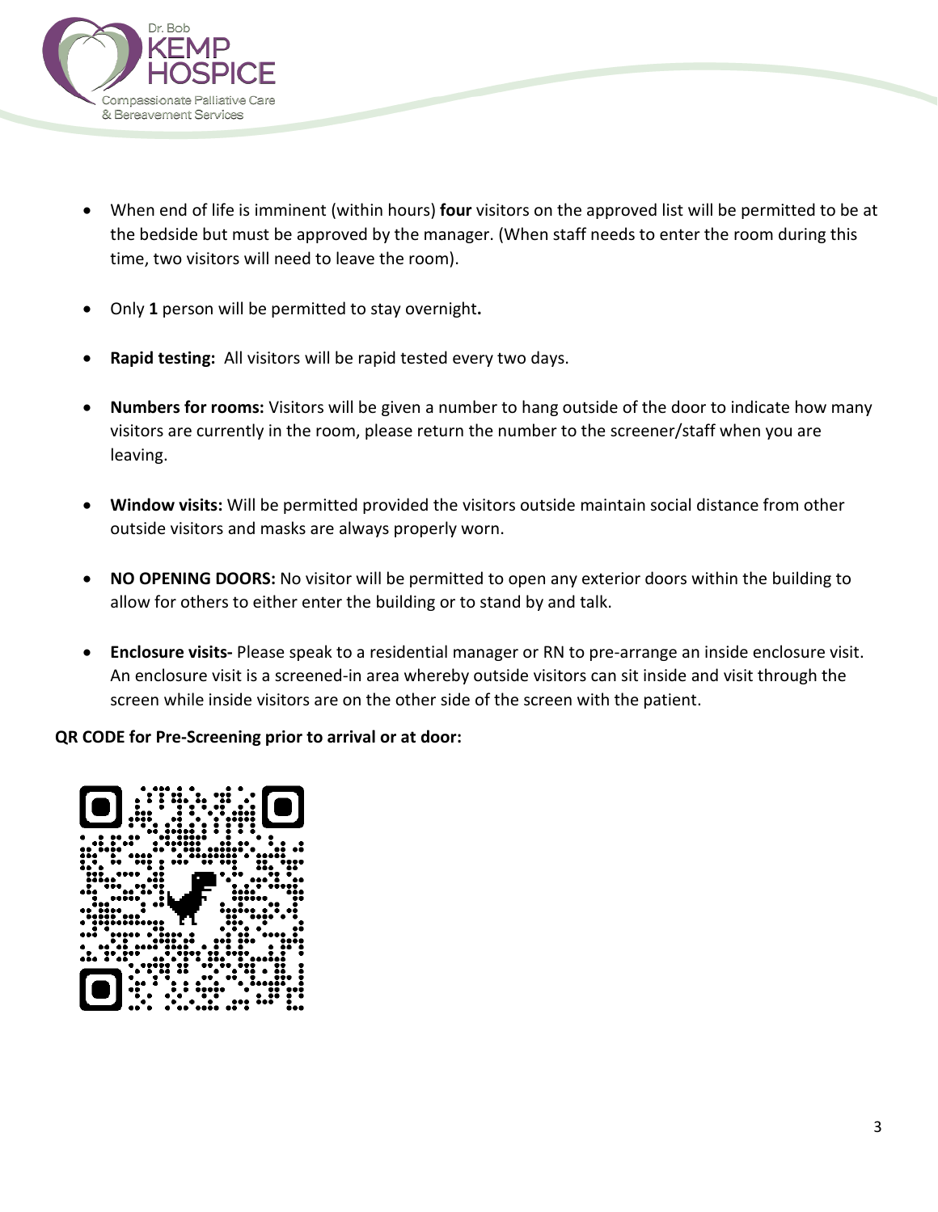- When end of life is imminent (within hours) **four** visitors on the approved list will be permitted to be at the bedside but must be approved by the manager. (When staff needs to enter the room during this time, two visitors will need to leave the room).

- Only **1** person will be permitted to stay overnight**.**

- **Rapid testing:** All visitors will be rapid tested every two days.

- **Numbers for rooms:** Visitors will be given a number to hang outside of the door to indicate how many visitors are currently in the room, please return the number to the screener/staff when you are leaving.

- **Window visits:** Will be permitted provided the visitors outside maintain social distance from other outside visitors and masks are always properly worn.

- **NO OPENING DOORS:** No visitor will be permitted to open any exterior doors within the building to allow for others to either enter the building or to stand by and talk.

- **Enclosure visits-** Please speak to a residential manager or RN to pre-arrange an inside enclosure visit. An enclosure visit is a screened-in area whereby outside visitors can sit inside and visit through the screen while inside visitors are on the other side of the screen with the patient.

**QR CODE for Pre-Screening prior to arrival or at door:**